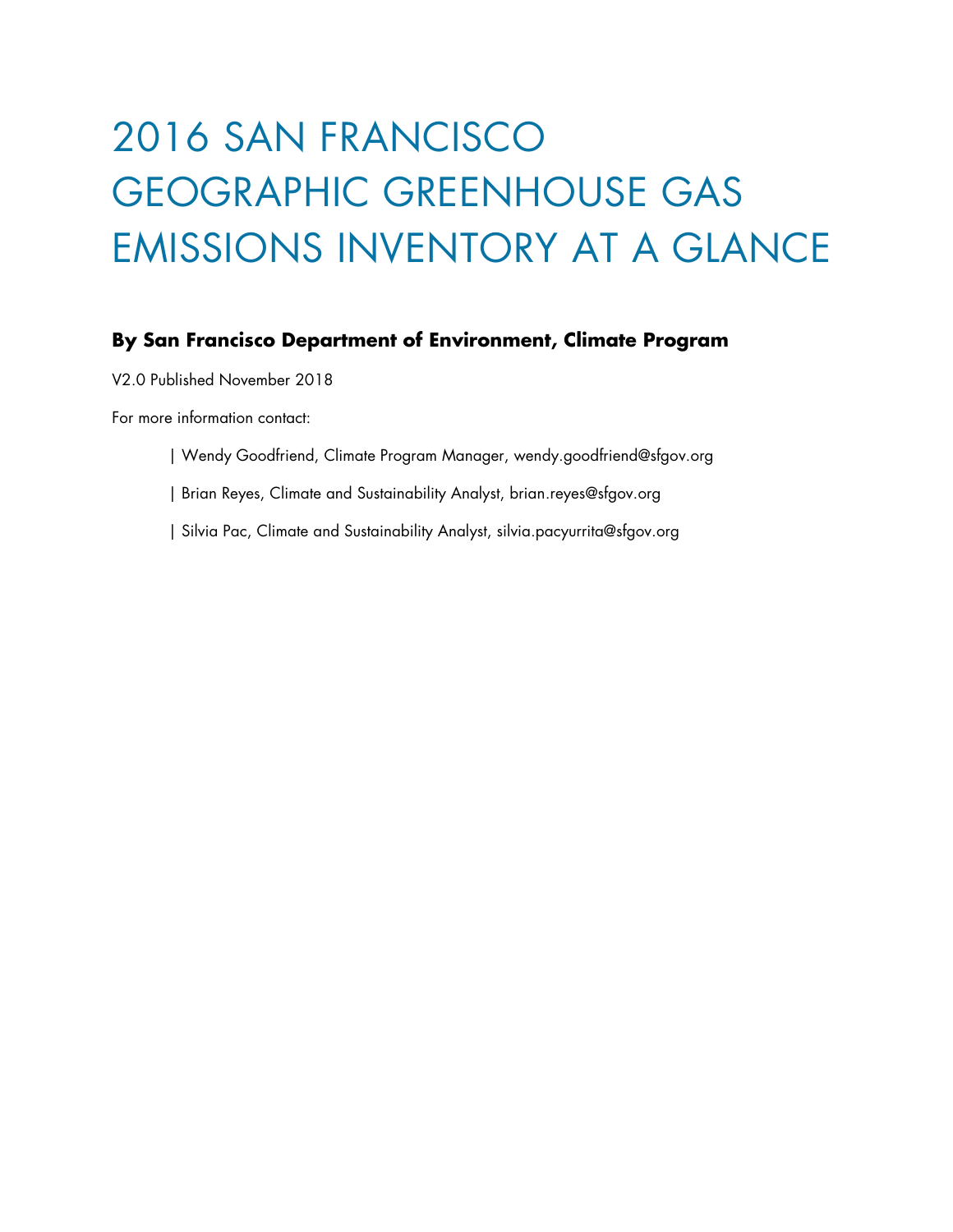# 2016 SAN FRANCISCO GEOGRAPHIC GREENHOUSE GAS EMISSIONS INVENTORY AT A GLANCE

**By San Francisco Department of Environment, Climate Program**

V2.0 Published November 2018

For more information contact:

| Wendy Goodfriend, Climate Program Manager, wendy.goodfriend@sfgov.org

| Brian Reyes, Climate and Sustainability Analyst, brian.reyes@sfgov.org

| Silvia Pac, Climate and Sustainability Analyst, silvia.pacyurrita@sfgov.org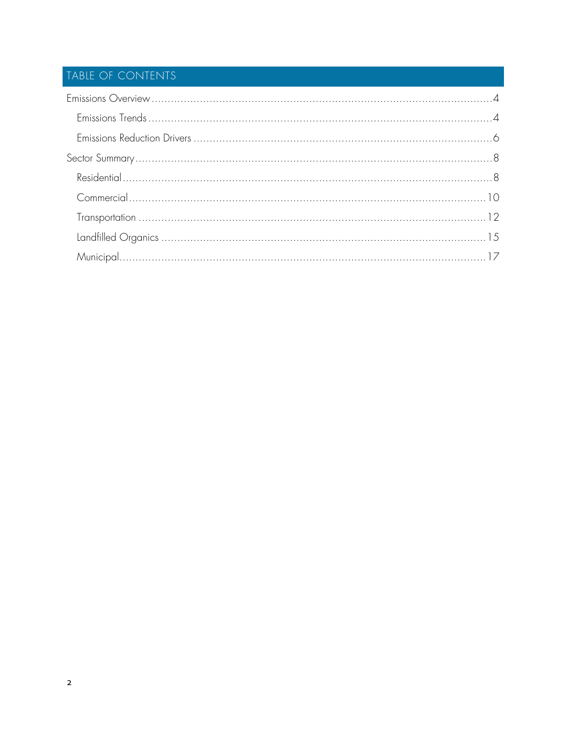## TABLE OF CONTENTS

Emissions Overview .......................................................... 4

- Emissions Trends .......................................................... 4
- Emissions Reduction Drivers .......................................................... 6

Sector Summary .......................................................... 8

- Residential .......................................................... 8
- Commercial .......................................................... 10
- Transportation .......................................................... 12
- Landfilled Organics .......................................................... 15
- Municipal .......................................................... 17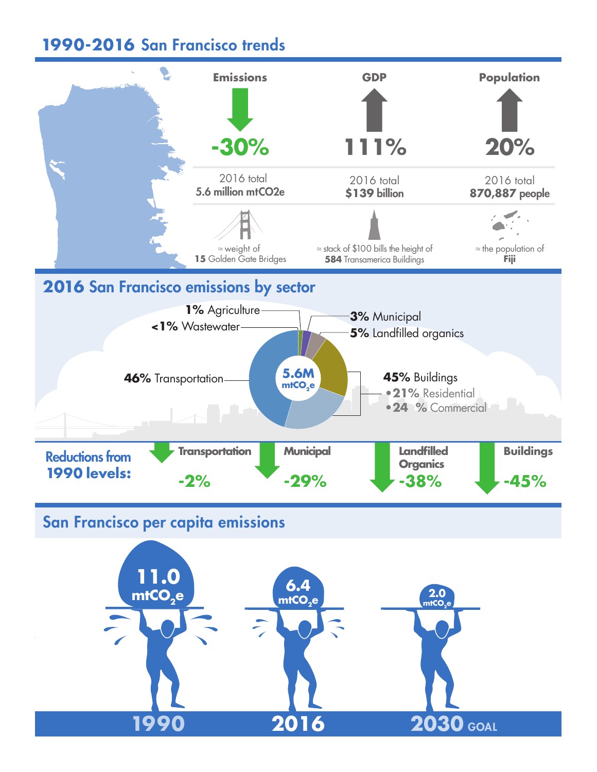## 1990-2016 San Francisco trends

**Emissions**

**-30%**

2016 total
**5.6 million mtCO2e**

≈ weight of
**15** Golden Gate Bridges

**GDP**

**111%**

2016 total
**$139 billion**

≈ stack of $100 bills the height of
**584** Transamerica Buildings

**Population**

**20%**

2016 total
**870,887 people**

≈ the population of
**Fiji**

## 2016 San Francisco emissions by sector

**5.6M** $mtCO_2e$

**1%** Agriculture

**<1%** Wastewater

**3%** Municipal

**5%** Landfilled organics

**46%** Transportation

**45%** Buildings
- **21%** Residential
- **24 %** Commercial

**Reductions from 1990 levels:**

Transportation **-2%**

Municipal **-29%**

Landfilled Organics **-38%**

Buildings **-45%**

## San Francisco per capita emissions

**11.0** $mtCO_2e$

**6.4** $mtCO_2e$

**2.0** $mtCO_2e$

**1990**

**2016**

**2030** GOAL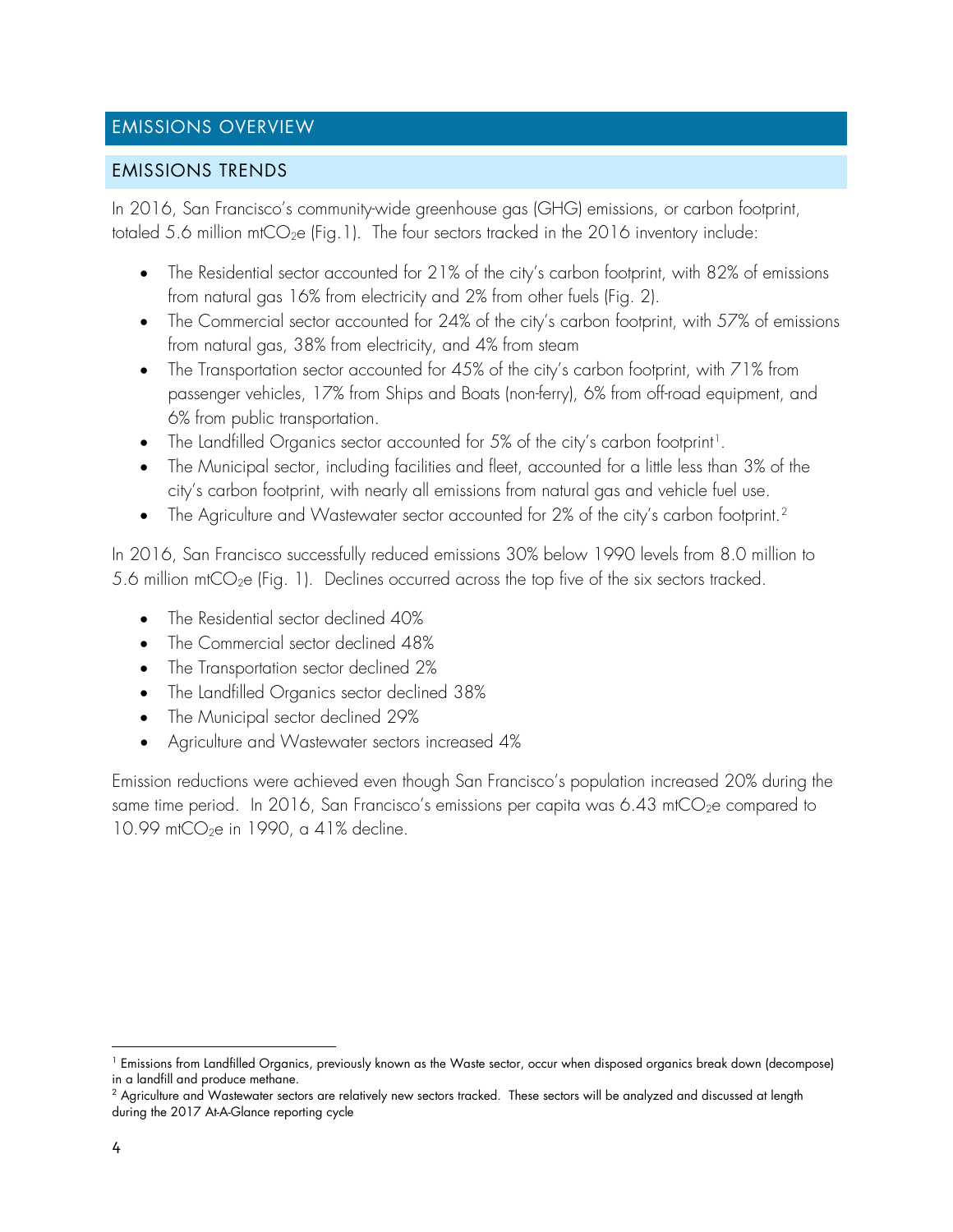# EMISSIONS OVERVIEW

## EMISSIONS TRENDS

In 2016, San Francisco's community-wide greenhouse gas (GHG) emissions, or carbon footprint, totaled 5.6 million mt$CO_2$e (Fig.1). The four sectors tracked in the 2016 inventory include:

- The Residential sector accounted for 21% of the city's carbon footprint, with 82% of emissions from natural gas 16% from electricity and 2% from other fuels (Fig. 2).
- The Commercial sector accounted for 24% of the city's carbon footprint, with 57% of emissions from natural gas, 38% from electricity, and 4% from steam
- The Transportation sector accounted for 45% of the city's carbon footprint, with 71% from passenger vehicles, 17% from Ships and Boats (non-ferry), 6% from off-road equipment, and 6% from public transportation.
- The Landfilled Organics sector accounted for 5% of the city's carbon footprint[1].
- The Municipal sector, including facilities and fleet, accounted for a little less than 3% of the city's carbon footprint, with nearly all emissions from natural gas and vehicle fuel use.
- The Agriculture and Wastewater sector accounted for 2% of the city's carbon footprint.[2]

In 2016, San Francisco successfully reduced emissions 30% below 1990 levels from 8.0 million to 5.6 million mt$CO_2$e (Fig. 1). Declines occurred across the top five of the six sectors tracked.

- The Residential sector declined 40%
- The Commercial sector declined 48%
- The Transportation sector declined 2%
- The Landfilled Organics sector declined 38%
- The Municipal sector declined 29%
- Agriculture and Wastewater sectors increased 4%

Emission reductions were achieved even though San Francisco's population increased 20% during the same time period. In 2016, San Francisco's emissions per capita was 6.43 mt$CO_2$e compared to 10.99 mt$CO_2$e in 1990, a 41% decline.

---

[1] Emissions from Landfilled Organics, previously known as the Waste sector, occur when disposed organics break down (decompose) in a landfill and produce methane.

[2] Agriculture and Wastewater sectors are relatively new sectors tracked. These sectors will be analyzed and discussed at length during the 2017 At-A-Glance reporting cycle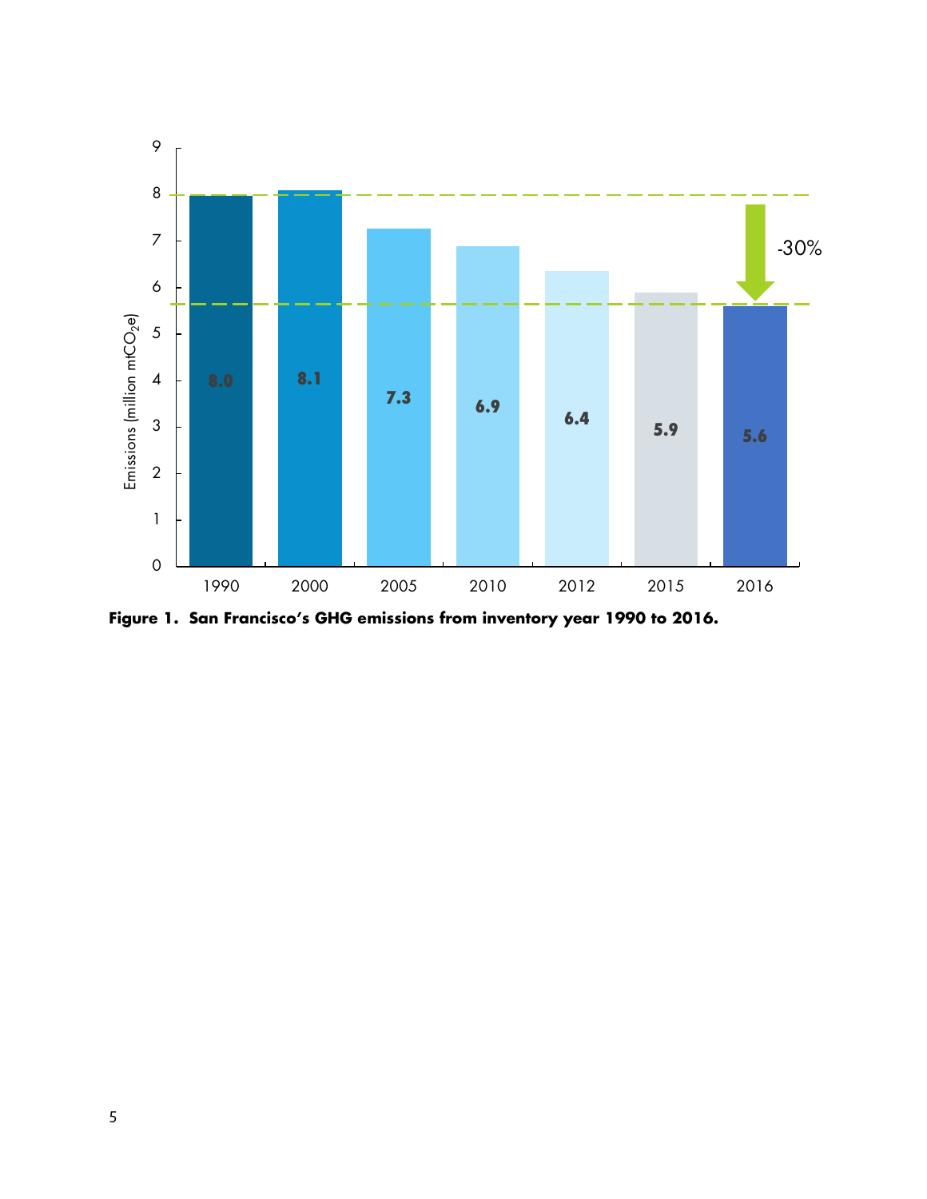9
8
7
6
5
4
3
2
1
0

Emissions (million $mtCO_2e$)

8.0
8.1
7.3
6.9
6.4
5.9
5.6

-30%

1990
2000
2005
2010
2012
2015
2016

**Figure 1. San Francisco's GHG emissions from inventory year 1990 to 2016.**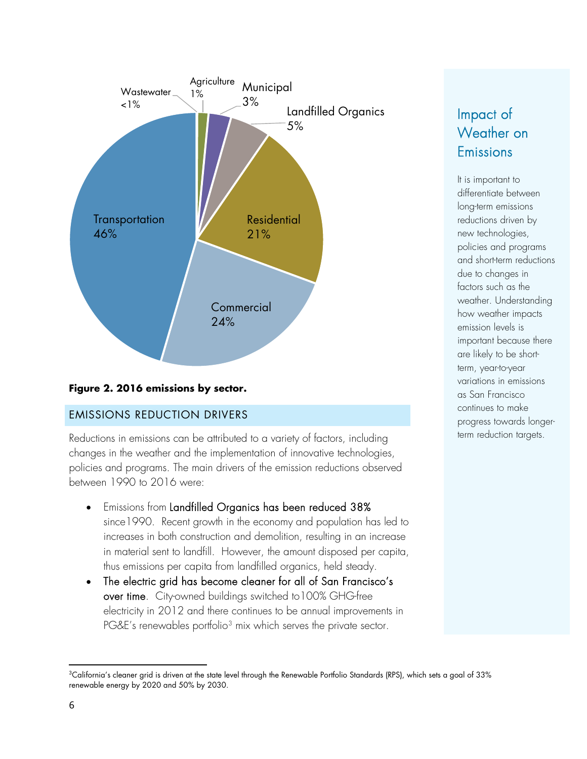Wastewater
<1%

Agriculture
1%

Municipal
3%

Landfilled Organics
5%

Residential
21%

Commercial
24%

Transportation
46%

**Figure 2. 2016 emissions by sector.**

## EMISSIONS REDUCTION DRIVERS

Reductions in emissions can be attributed to a variety of factors, including changes in the weather and the implementation of innovative technologies, policies and programs. The main drivers of the emission reductions observed between 1990 to 2016 were:

- Emissions from Landfilled Organics has been reduced 38% since1990. Recent growth in the economy and population has led to increases in both construction and demolition, resulting in an increase in material sent to landfill. However, the amount disposed per capita, thus emissions per capita from landfilled organics, held steady.
- The electric grid has become cleaner for all of San Francisco's over time. City-owned buildings switched to100% GHG-free electricity in 2012 and there continues to be annual improvements in PG&E's renewables portfolio[3] mix which serves the private sector.

## Impact of Weather on Emissions

It is important to differentiate between long-term emissions reductions driven by new technologies, policies and programs and short-term reductions due to changes in factors such as the weather. Understanding how weather impacts emission levels is important because there are likely to be short-term, year-to-year variations in emissions as San Francisco continues to make progress towards longer-term reduction targets.

[3]California's cleaner grid is driven at the state level through the Renewable Portfolio Standards (RPS), which sets a goal of 33% renewable energy by 2020 and 50% by 2030.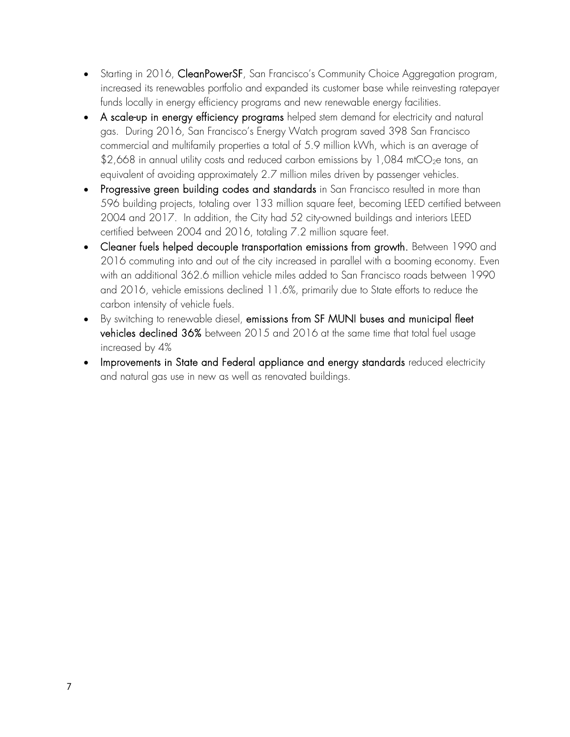- Starting in 2016, **CleanPowerSF**, San Francisco's Community Choice Aggregation program, increased its renewables portfolio and expanded its customer base while reinvesting ratepayer funds locally in energy efficiency programs and new renewable energy facilities.
- **A scale-up in energy efficiency programs** helped stem demand for electricity and natural gas. During 2016, San Francisco's Energy Watch program saved 398 San Francisco commercial and multifamily properties a total of 5.9 million kWh, which is an average of $2,668 in annual utility costs and reduced carbon emissions by 1,084 mt$CO_2$e tons, an equivalent of avoiding approximately 2.7 million miles driven by passenger vehicles.
- **Progressive green building codes and standards** in San Francisco resulted in more than 596 building projects, totaling over 133 million square feet, becoming LEED certified between 2004 and 2017. In addition, the City had 52 city-owned buildings and interiors LEED certified between 2004 and 2016, totaling 7.2 million square feet.
- **Cleaner fuels helped decouple transportation emissions from growth.** Between 1990 and 2016 commuting into and out of the city increased in parallel with a booming economy. Even with an additional 362.6 million vehicle miles added to San Francisco roads between 1990 and 2016, vehicle emissions declined 11.6%, primarily due to State efforts to reduce the carbon intensity of vehicle fuels.
- By switching to renewable diesel, **emissions from SF MUNI buses and municipal fleet vehicles declined 36%** between 2015 and 2016 at the same time that total fuel usage increased by 4%
- **Improvements in State and Federal appliance and energy standards** reduced electricity and natural gas use in new as well as renovated buildings.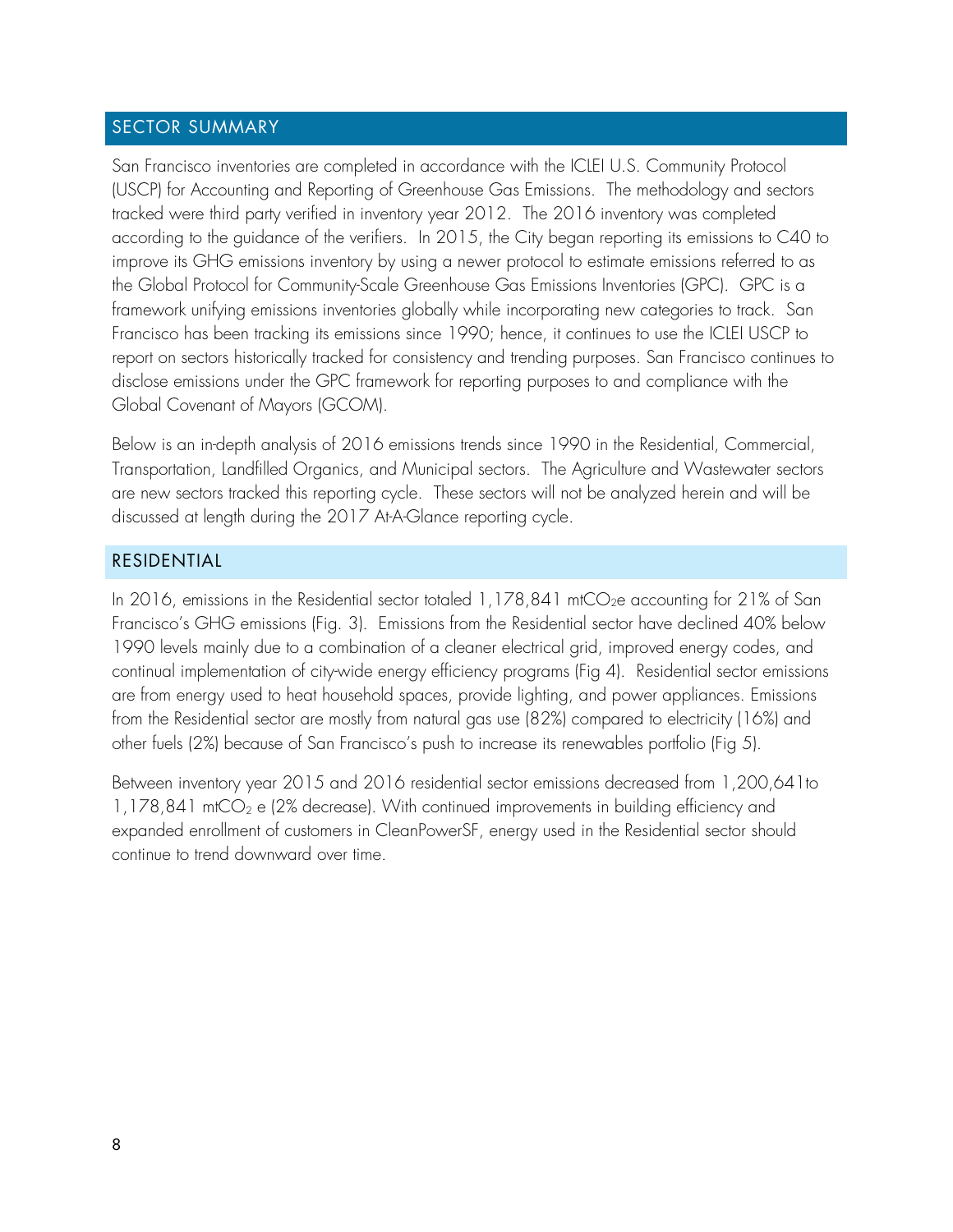## SECTOR SUMMARY

San Francisco inventories are completed in accordance with the ICLEI U.S. Community Protocol (USCP) for Accounting and Reporting of Greenhouse Gas Emissions. The methodology and sectors tracked were third party verified in inventory year 2012. The 2016 inventory was completed according to the guidance of the verifiers. In 2015, the City began reporting its emissions to C40 to improve its GHG emissions inventory by using a newer protocol to estimate emissions referred to as the Global Protocol for Community-Scale Greenhouse Gas Emissions Inventories (GPC). GPC is a framework unifying emissions inventories globally while incorporating new categories to track. San Francisco has been tracking its emissions since 1990; hence, it continues to use the ICLEI USCP to report on sectors historically tracked for consistency and trending purposes. San Francisco continues to disclose emissions under the GPC framework for reporting purposes to and compliance with the Global Covenant of Mayors (GCOM).

Below is an in-depth analysis of 2016 emissions trends since 1990 in the Residential, Commercial, Transportation, Landfilled Organics, and Municipal sectors. The Agriculture and Wastewater sectors are new sectors tracked this reporting cycle. These sectors will not be analyzed herein and will be discussed at length during the 2017 At-A-Glance reporting cycle.

## RESIDENTIAL

In 2016, emissions in the Residential sector totaled 1,178,841 mt$CO_2$e accounting for 21% of San Francisco's GHG emissions (Fig. 3). Emissions from the Residential sector have declined 40% below 1990 levels mainly due to a combination of a cleaner electrical grid, improved energy codes, and continual implementation of city-wide energy efficiency programs (Fig 4). Residential sector emissions are from energy used to heat household spaces, provide lighting, and power appliances. Emissions from the Residential sector are mostly from natural gas use (82%) compared to electricity (16%) and other fuels (2%) because of San Francisco's push to increase its renewables portfolio (Fig 5).

Between inventory year 2015 and 2016 residential sector emissions decreased from 1,200,641to 1,178,841 mt$CO_2$ e (2% decrease). With continued improvements in building efficiency and expanded enrollment of customers in CleanPowerSF, energy used in the Residential sector should continue to trend downward over time.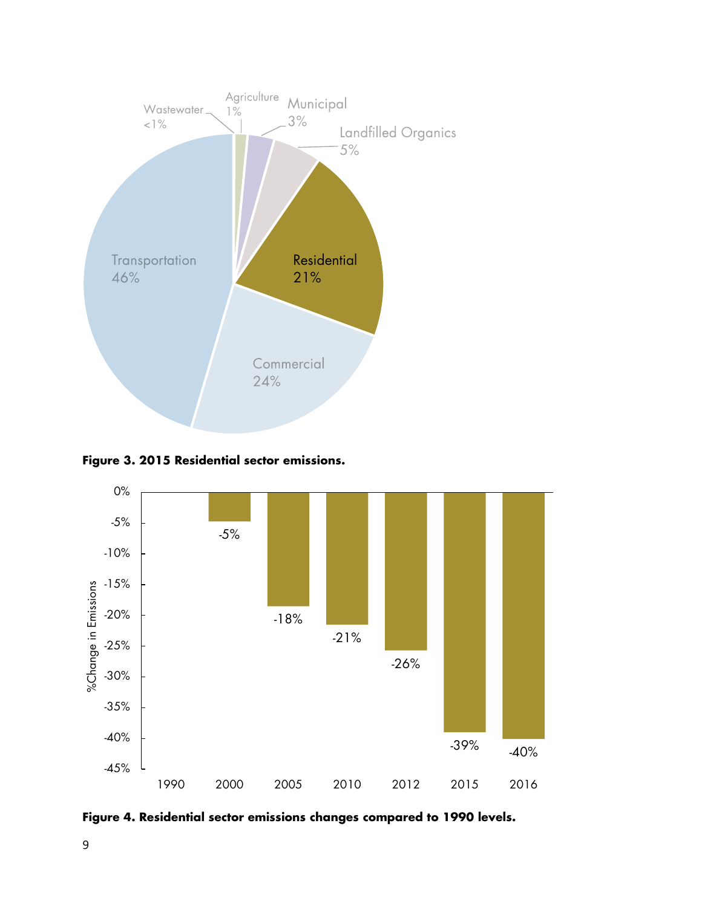**Figure 3. 2015 Residential sector emissions.**

**Figure 4. Residential sector emissions changes compared to 1990 levels.**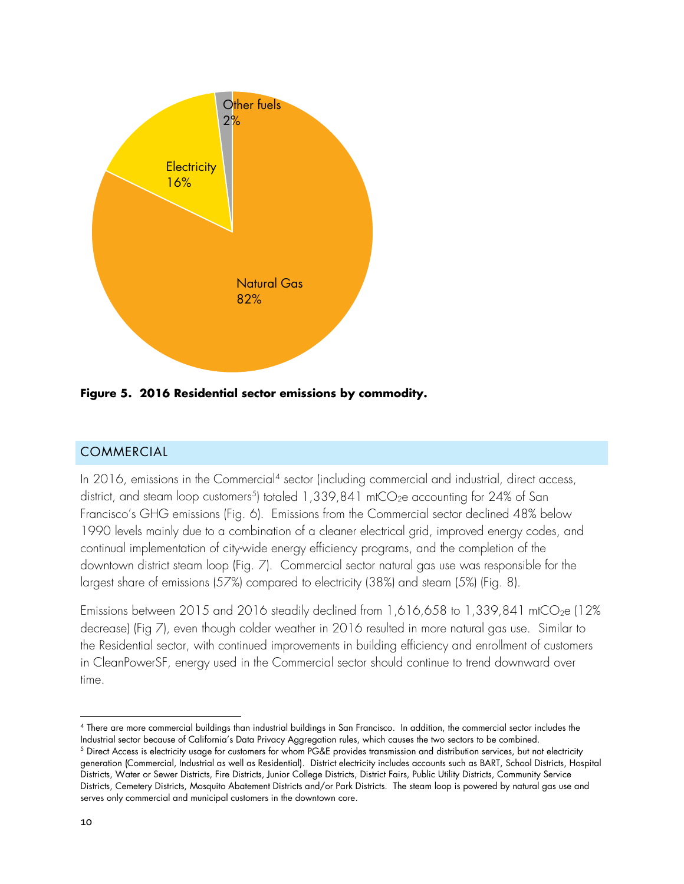Other fuels
2%

Electricity
16%

Natural Gas
82%

**Figure 5. 2016 Residential sector emissions by commodity.**

## COMMERCIAL

In 2016, emissions in the Commercial[4] sector (including commercial and industrial, direct access, district, and steam loop customers[5]) totaled 1,339,841 mt$CO_{2}$e accounting for 24% of San Francisco's GHG emissions (Fig. 6). Emissions from the Commercial sector declined 48% below 1990 levels mainly due to a combination of a cleaner electrical grid, improved energy codes, and continual implementation of city-wide energy efficiency programs, and the completion of the downtown district steam loop (Fig. 7). Commercial sector natural gas use was responsible for the largest share of emissions (57%) compared to electricity (38%) and steam (5%) (Fig. 8).

Emissions between 2015 and 2016 steadily declined from 1,616,658 to 1,339,841 mt$CO_{2}$e (12% decrease) (Fig 7), even though colder weather in 2016 resulted in more natural gas use. Similar to the Residential sector, with continued improvements in building efficiency and enrollment of customers in CleanPowerSF, energy used in the Commercial sector should continue to trend downward over time.

---

[4] There are more commercial buildings than industrial buildings in San Francisco. In addition, the commercial sector includes the Industrial sector because of California's Data Privacy Aggregation rules, which causes the two sectors to be combined.

[5] Direct Access is electricity usage for customers for whom PG&E provides transmission and distribution services, but not electricity generation (Commercial, Industrial as well as Residential). District electricity includes accounts such as BART, School Districts, Hospital Districts, Water or Sewer Districts, Fire Districts, Junior College Districts, District Fairs, Public Utility Districts, Community Service Districts, Cemetery Districts, Mosquito Abatement Districts and/or Park Districts. The steam loop is powered by natural gas use and serves only commercial and municipal customers in the downtown core.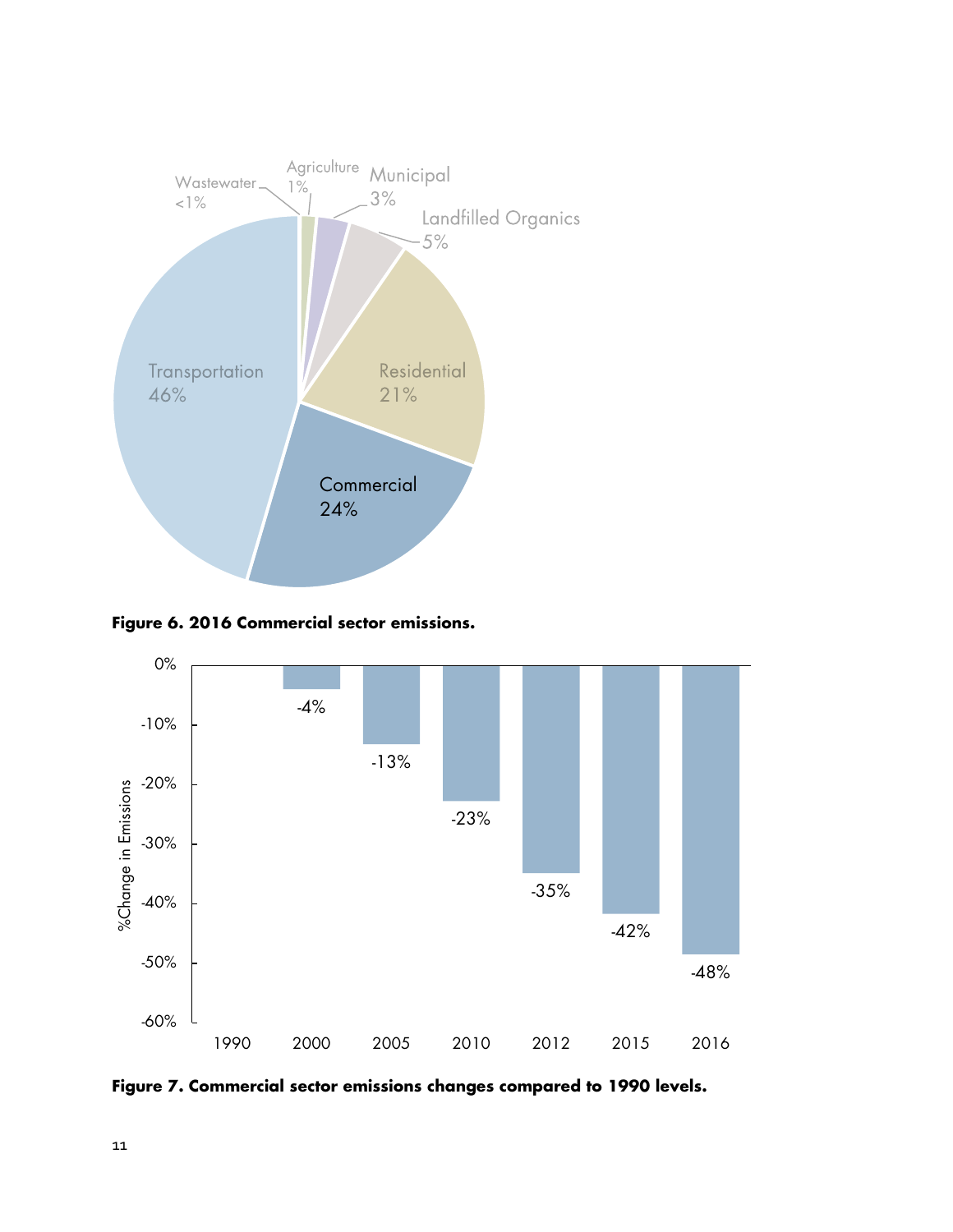Wastewater
<1%

Agriculture
1%

Municipal
3%

Landfilled Organics
5%

Residential
21%

Commercial
24%

Transportation
46%

**Figure 6. 2016 Commercial sector emissions.**

0%
-10%
-20%
-30%
-40%
-50%
-60%

%Change in Emissions

-4%
-13%
-23%
-35%
-42%
-48%

1990
2000
2005
2010
2012
2015
2016

**Figure 7. Commercial sector emissions changes compared to 1990 levels.**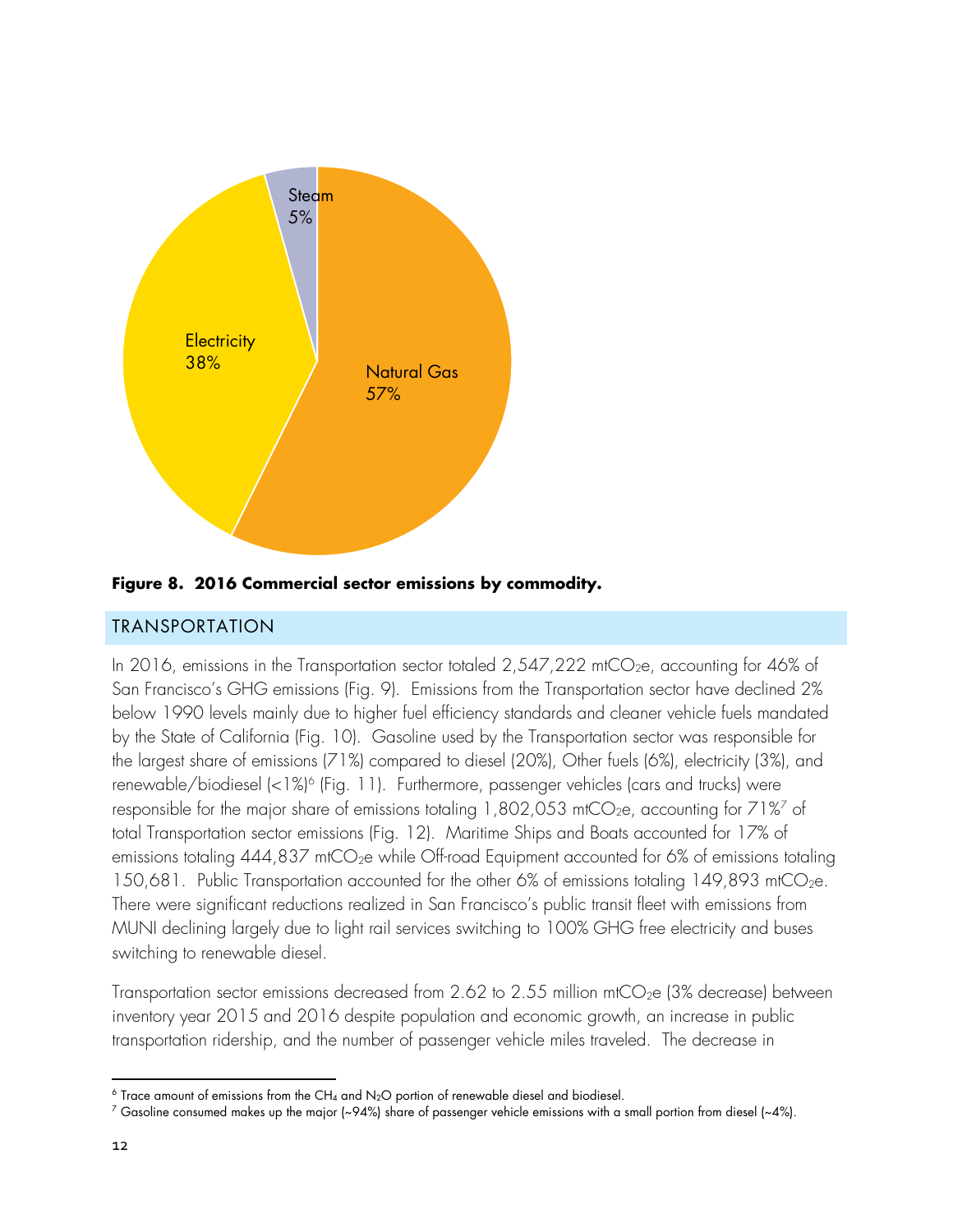Steam
5%

Electricity
38%

Natural Gas
57%

**Figure 8. 2016 Commercial sector emissions by commodity.**

## TRANSPORTATION

In 2016, emissions in the Transportation sector totaled 2,547,222 $mtCO_{2}e$, accounting for 46% of San Francisco's GHG emissions (Fig. 9). Emissions from the Transportation sector have declined 2% below 1990 levels mainly due to higher fuel efficiency standards and cleaner vehicle fuels mandated by the State of California (Fig. 10). Gasoline used by the Transportation sector was responsible for the largest share of emissions (71%) compared to diesel (20%), Other fuels (6%), electricity (3%), and renewable/biodiesel (<1%)[6] (Fig. 11). Furthermore, passenger vehicles (cars and trucks) were responsible for the major share of emissions totaling 1,802,053 $mtCO_{2}e$, accounting for 71%[7] of total Transportation sector emissions (Fig. 12). Maritime Ships and Boats accounted for 17% of emissions totaling 444,837 $mtCO_{2}e$ while Off-road Equipment accounted for 6% of emissions totaling 150,681. Public Transportation accounted for the other 6% of emissions totaling 149,893 $mtCO_{2}e$. There were significant reductions realized in San Francisco's public transit fleet with emissions from MUNI declining largely due to light rail services switching to 100% GHG free electricity and buses switching to renewable diesel.

Transportation sector emissions decreased from 2.62 to 2.55 million $mtCO_{2}e$ (3% decrease) between inventory year 2015 and 2016 despite population and economic growth, an increase in public transportation ridership, and the number of passenger vehicle miles traveled. The decrease in

[6] Trace amount of emissions from the $CH_4$ and $N_2O$ portion of renewable diesel and biodiesel.

[7] Gasoline consumed makes up the major (~94%) share of passenger vehicle emissions with a small portion from diesel (~4%).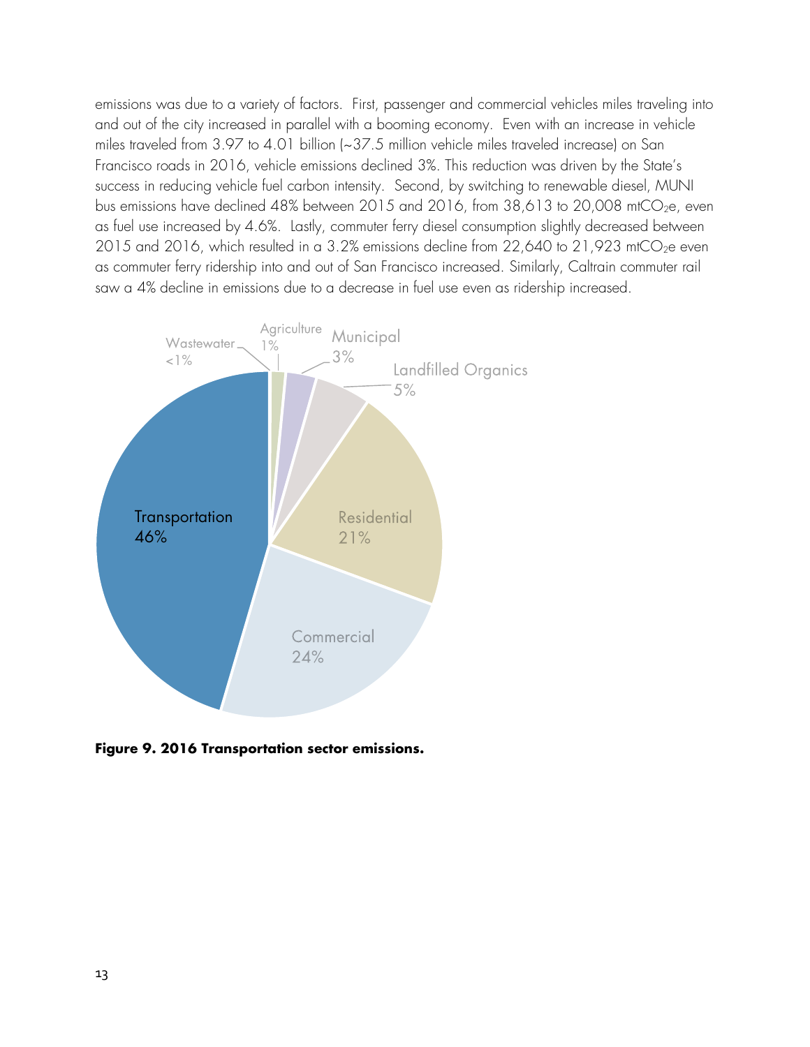emissions was due to a variety of factors. First, passenger and commercial vehicles miles traveling into and out of the city increased in parallel with a booming economy. Even with an increase in vehicle miles traveled from 3.97 to 4.01 billion (~37.5 million vehicle miles traveled increase) on San Francisco roads in 2016, vehicle emissions declined 3%. This reduction was driven by the State's success in reducing vehicle fuel carbon intensity. Second, by switching to renewable diesel, MUNI bus emissions have declined 48% between 2015 and 2016, from 38,613 to 20,008 $mtCO_2e$, even as fuel use increased by 4.6%. Lastly, commuter ferry diesel consumption slightly decreased between 2015 and 2016, which resulted in a 3.2% emissions decline from 22,640 to 21,923 $mtCO_2e$ even as commuter ferry ridership into and out of San Francisco increased. Similarly, Caltrain commuter rail saw a 4% decline in emissions due to a decrease in fuel use even as ridership increased.

**Figure 9. 2016 Transportation sector emissions.**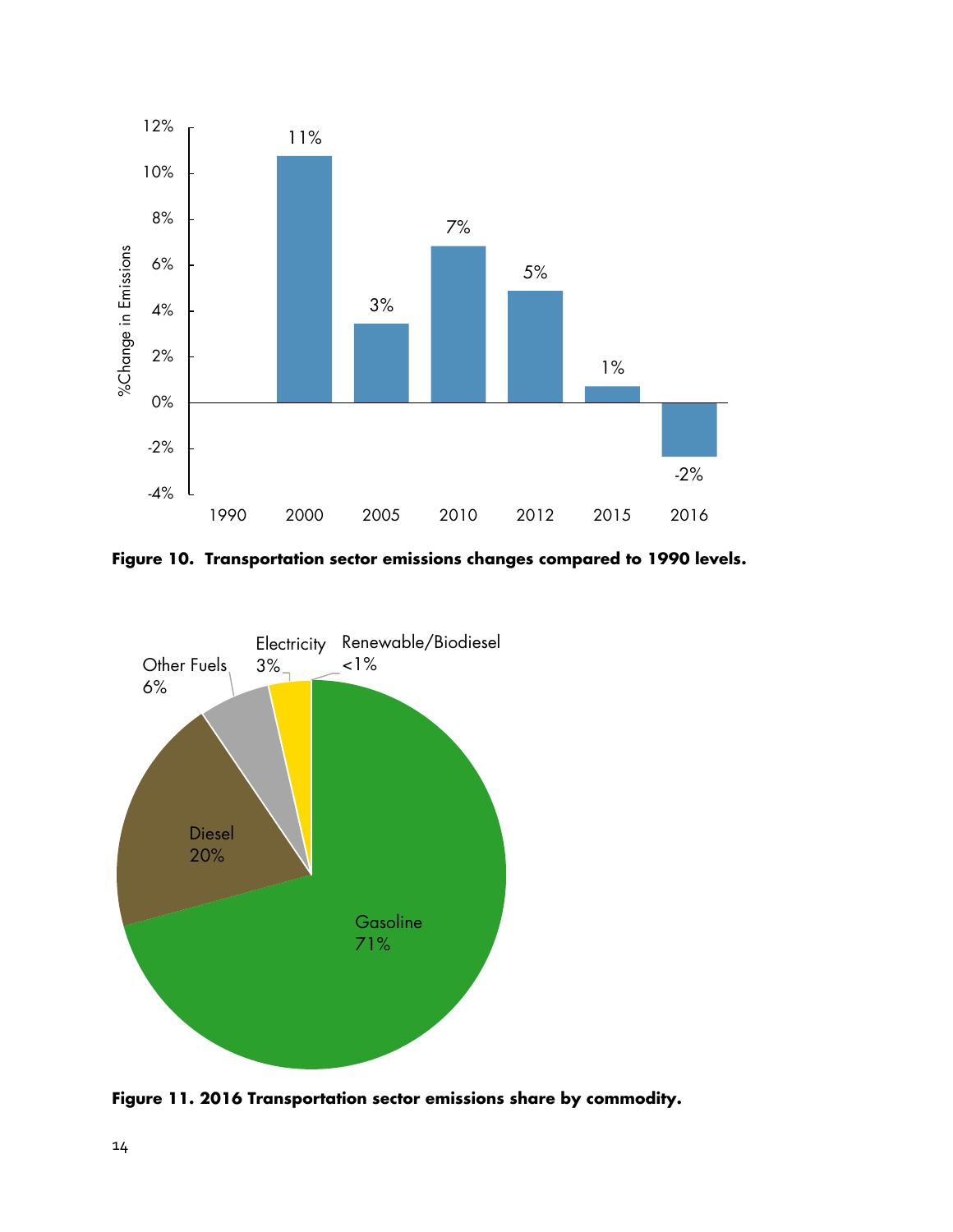12%
10%
8%
6%
4%
2%
0%
-2%
-4%

%Change in Emissions

11%
3%
7%
5%
1%
-2%

1990
2000
2005
2010
2012
2015
2016

**Figure 10. Transportation sector emissions changes compared to 1990 levels.**

Other Fuels
6%

Electricity
3%

Renewable/Biodiesel
<1%

Diesel
20%

Gasoline
71%

**Figure 11. 2016 Transportation sector emissions share by commodity.**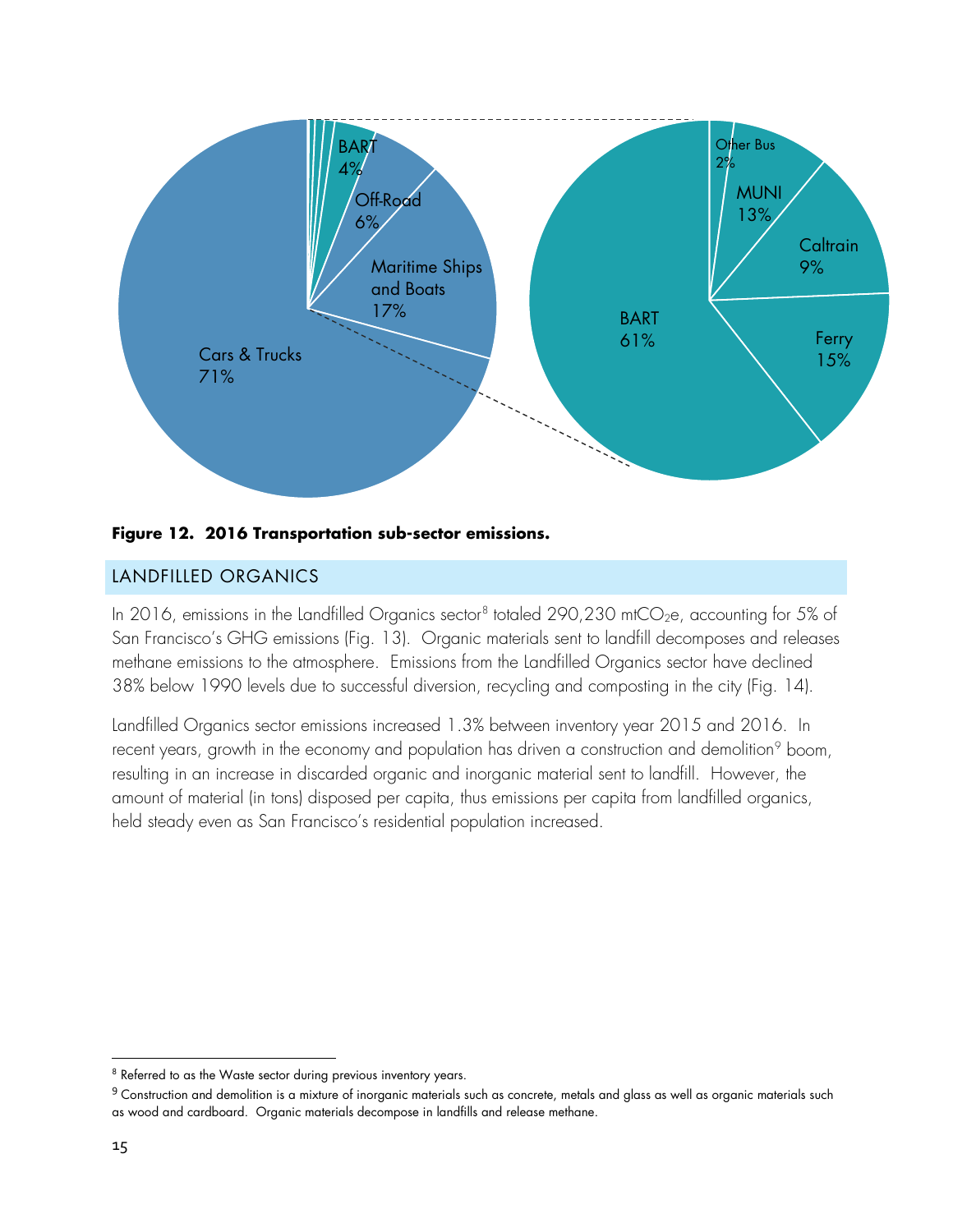BART
4%

Off-Road
6%

Maritime Ships and Boats
17%

Cars & Trucks
71%

Other Bus
2%

MUNI
13%

Caltrain
9%

Ferry
15%

BART
61%

**Figure 12. 2016 Transportation sub-sector emissions.**

## LANDFILLED ORGANICS

In 2016, emissions in the Landfilled Organics sector[8] totaled 290,230 mt$CO_2$e, accounting for 5% of San Francisco's GHG emissions (Fig. 13). Organic materials sent to landfill decomposes and releases methane emissions to the atmosphere. Emissions from the Landfilled Organics sector have declined 38% below 1990 levels due to successful diversion, recycling and composting in the city (Fig. 14).

Landfilled Organics sector emissions increased 1.3% between inventory year 2015 and 2016. In recent years, growth in the economy and population has driven a construction and demolition[9] boom, resulting in an increase in discarded organic and inorganic material sent to landfill. However, the amount of material (in tons) disposed per capita, thus emissions per capita from landfilled organics, held steady even as San Francisco's residential population increased.

[8] Referred to as the Waste sector during previous inventory years.

[9] Construction and demolition is a mixture of inorganic materials such as concrete, metals and glass as well as organic materials such as wood and cardboard. Organic materials decompose in landfills and release methane.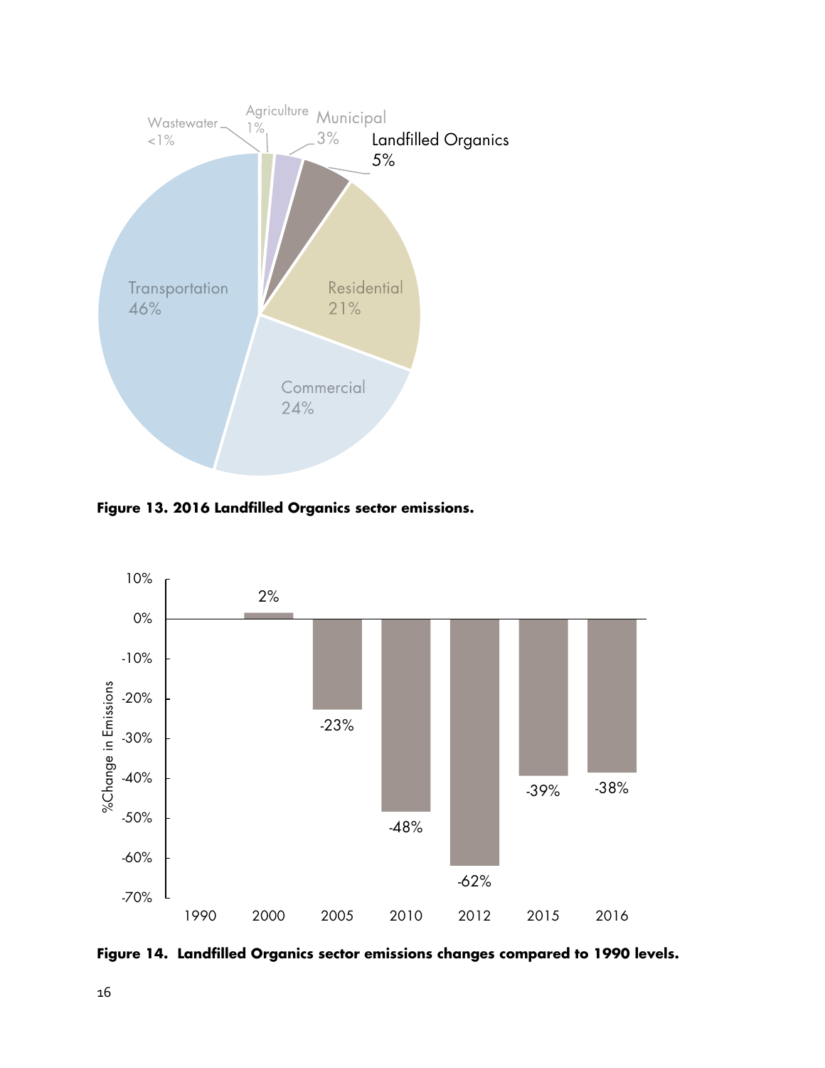Wastewater <1%
Agriculture 1%
Municipal 3%
Landfilled Organics 5%
Residential 21%
Commercial 24%
Transportation 46%

**Figure 13. 2016 Landfilled Organics sector emissions.**

%Change in Emissions
10%
0%
-10%
-20%
-30%
-40%
-50%
-60%
-70%
1990
2000
2005
2010
2012
2015
2016
2%
-23%
-48%
-62%
-39%
-38%

**Figure 14. Landfilled Organics sector emissions changes compared to 1990 levels.**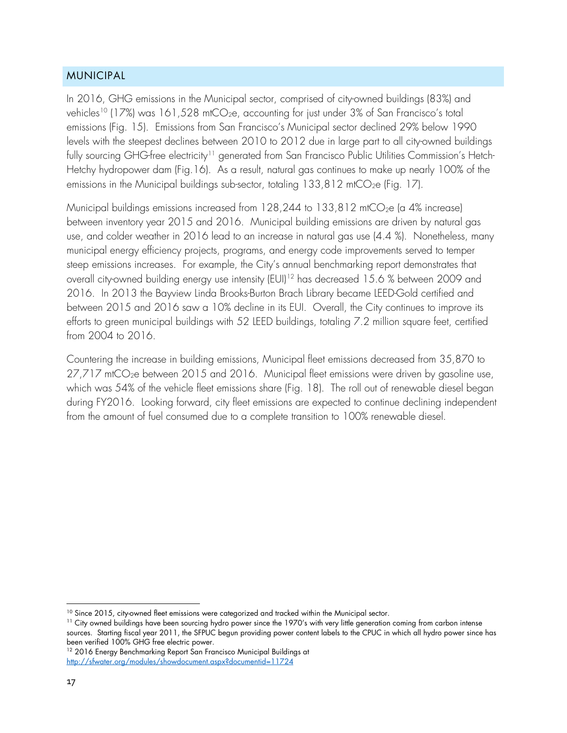## MUNICIPAL

In 2016, GHG emissions in the Municipal sector, comprised of city-owned buildings (83%) and vehicles[10] (17%) was 161,528 mt$CO_{2}$e, accounting for just under 3% of San Francisco's total emissions (Fig. 15). Emissions from San Francisco's Municipal sector declined 29% below 1990 levels with the steepest declines between 2010 to 2012 due in large part to all city-owned buildings fully sourcing GHG-free electricity[11] generated from San Francisco Public Utilities Commission's Hetch-Hetchy hydropower dam (Fig.16). As a result, natural gas continues to make up nearly 100% of the emissions in the Municipal buildings sub-sector, totaling 133,812 mt$CO_{2}$e (Fig. 17).

Municipal buildings emissions increased from 128,244 to 133,812 mt$CO_{2}$e (a 4% increase) between inventory year 2015 and 2016. Municipal building emissions are driven by natural gas use, and colder weather in 2016 lead to an increase in natural gas use (4.4 %). Nonetheless, many municipal energy efficiency projects, programs, and energy code improvements served to temper steep emissions increases. For example, the City's annual benchmarking report demonstrates that overall city-owned building energy use intensity (EUI)[12] has decreased 15.6 % between 2009 and 2016. In 2013 the Bayview Linda Brooks-Burton Brach Library became LEED-Gold certified and between 2015 and 2016 saw a 10% decline in its EUI. Overall, the City continues to improve its efforts to green municipal buildings with 52 LEED buildings, totaling 7.2 million square feet, certified from 2004 to 2016.

Countering the increase in building emissions, Municipal fleet emissions decreased from 35,870 to 27,717 mt$CO_{2}$e between 2015 and 2016. Municipal fleet emissions were driven by gasoline use, which was 54% of the vehicle fleet emissions share (Fig. 18). The roll out of renewable diesel began during FY2016. Looking forward, city fleet emissions are expected to continue declining independent from the amount of fuel consumed due to a complete transition to 100% renewable diesel.

---

[10] Since 2015, city-owned fleet emissions were categorized and tracked within the Municipal sector.

[11] City owned buildings have been sourcing hydro power since the 1970's with very little generation coming from carbon intense sources. Starting fiscal year 2011, the SFPUC begun providing power content labels to the CPUC in which all hydro power since has been verified 100% GHG free electric power.

[12] 2016 Energy Benchmarking Report San Francisco Municipal Buildings at http://sfwater.org/modules/showdocument.aspx?documentid=11724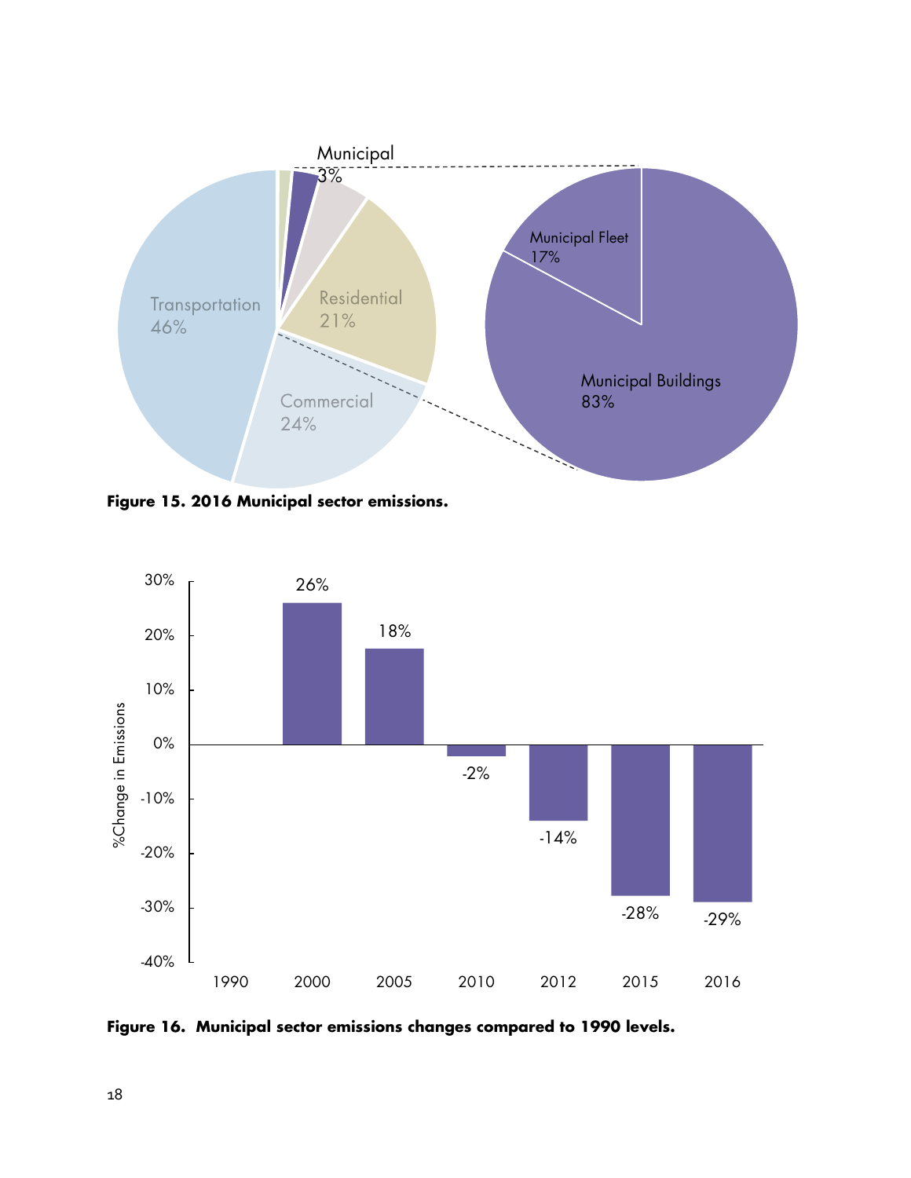Municipal
3%

Transportation
46%

Residential
21%

Commercial
24%

Municipal Fleet
17%

Municipal Buildings
83%

**Figure 15. 2016 Municipal sector emissions.**

| Year | %Change in Emissions |
|---|---|
| 1990 | |
| 2000 | 26% |
| 2005 | 18% |
| 2010 | -2% |
| 2012 | -14% |
| 2015 | -28% |
| 2016 | -29% |

**Figure 16. Municipal sector emissions changes compared to 1990 levels.**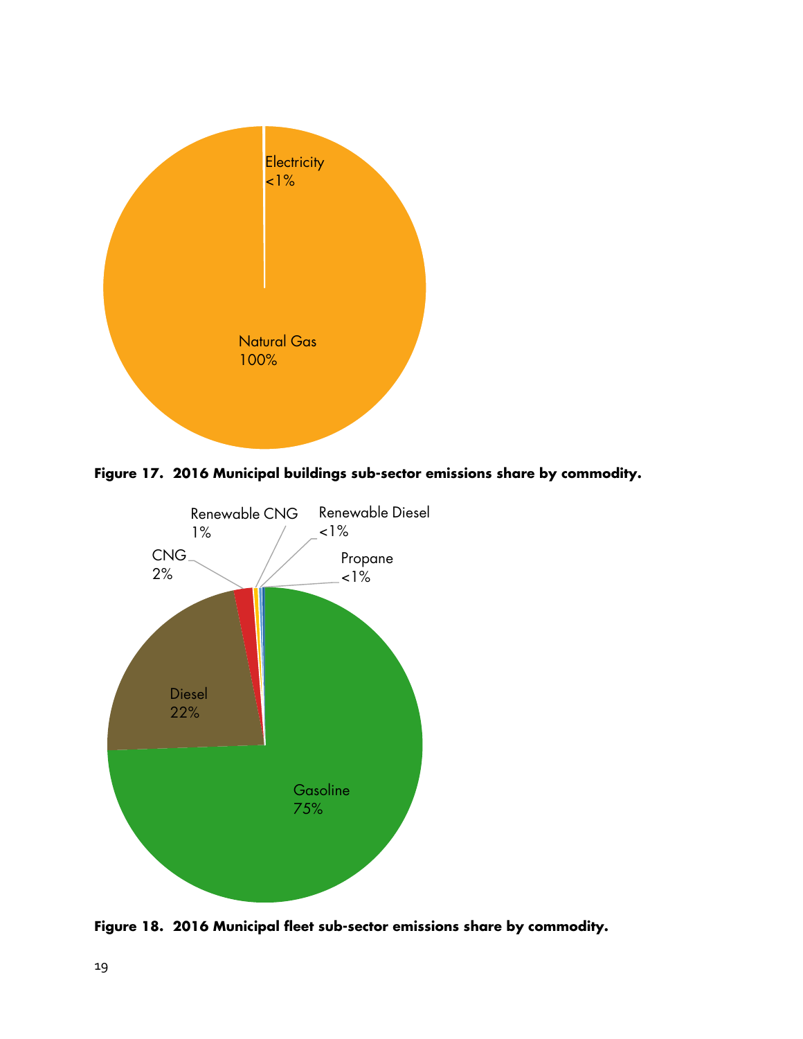Electricity
<1%

Natural Gas
100%

**Figure 17. 2016 Municipal buildings sub-sector emissions share by commodity.**

Renewable CNG
1%

Renewable Diesel
<1%

CNG
2%

Propane
<1%

Diesel
22%

Gasoline
75%

**Figure 18. 2016 Municipal fleet sub-sector emissions share by commodity.**